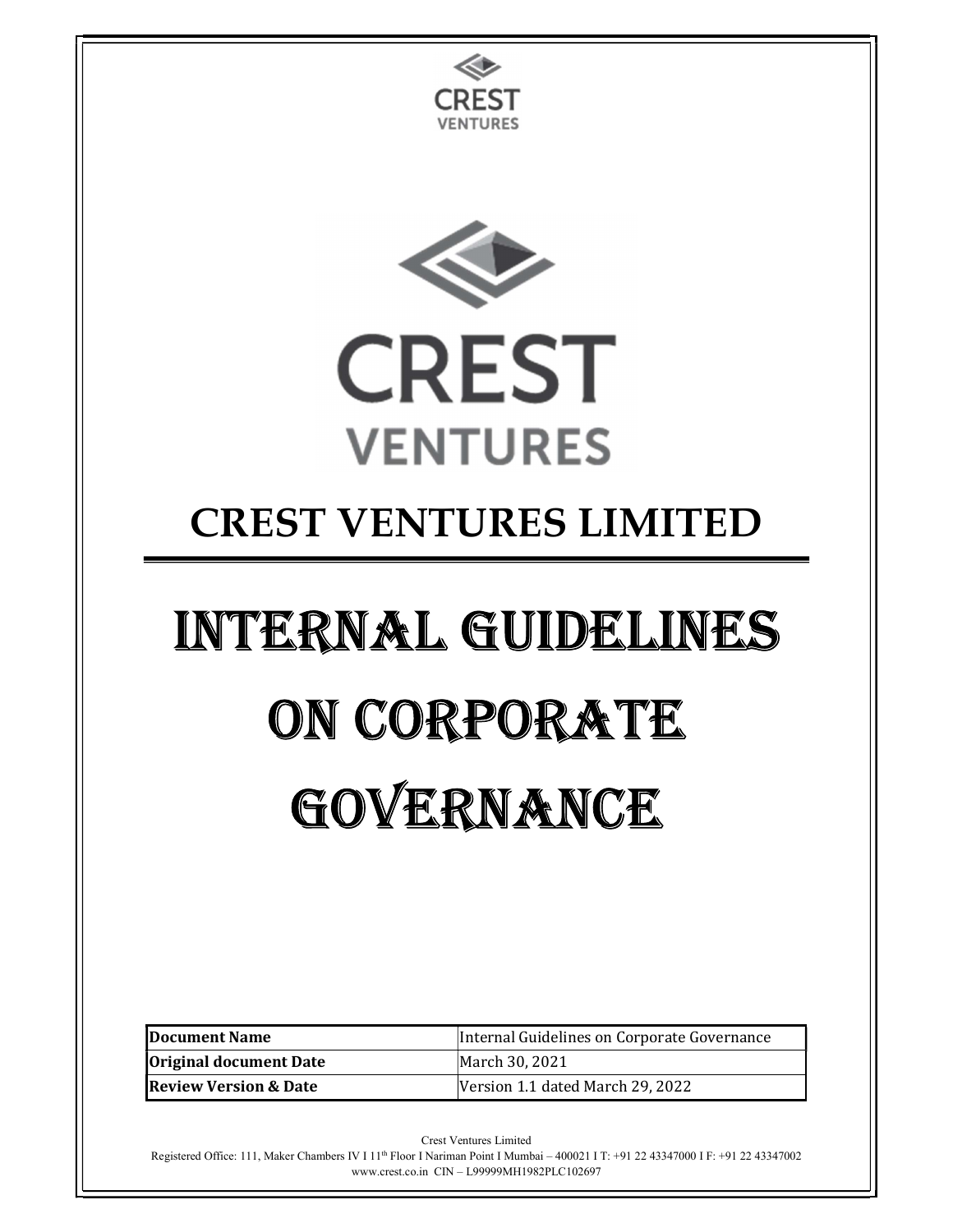# CREST VENTURES LIMITED

# INTERNAL GUIDELINES ON CORPORATE GOVERNANCE

| Document Name | Internal Guidelines on Corporate Governance |
|---|---|
| Original document Date | March 30, 2021 |
| Review Version & Date | Version 1.1 dated March 29, 2022 |

Crest Ventures Limited
Registered Office: 111, Maker Chambers IV I 11th Floor I Nariman Point I Mumbai – 400021 I T: +91 22 43347000 I F: +91 22 43347002
www.crest.co.in CIN – L99999MH1982PLC102697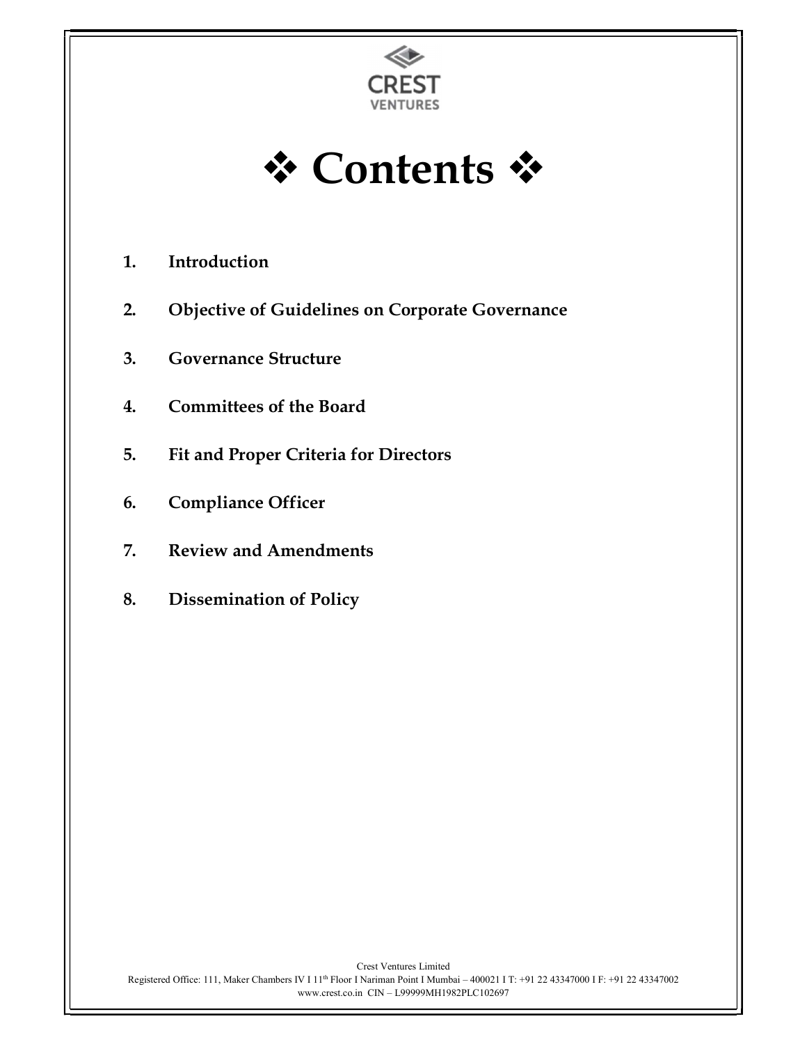# ❖ Contents ❖

1. **Introduction**
2. **Objective of Guidelines on Corporate Governance**
3. **Governance Structure**
4. **Committees of the Board**
5. **Fit and Proper Criteria for Directors**
6. **Compliance Officer**
7. **Review and Amendments**
8. **Dissemination of Policy**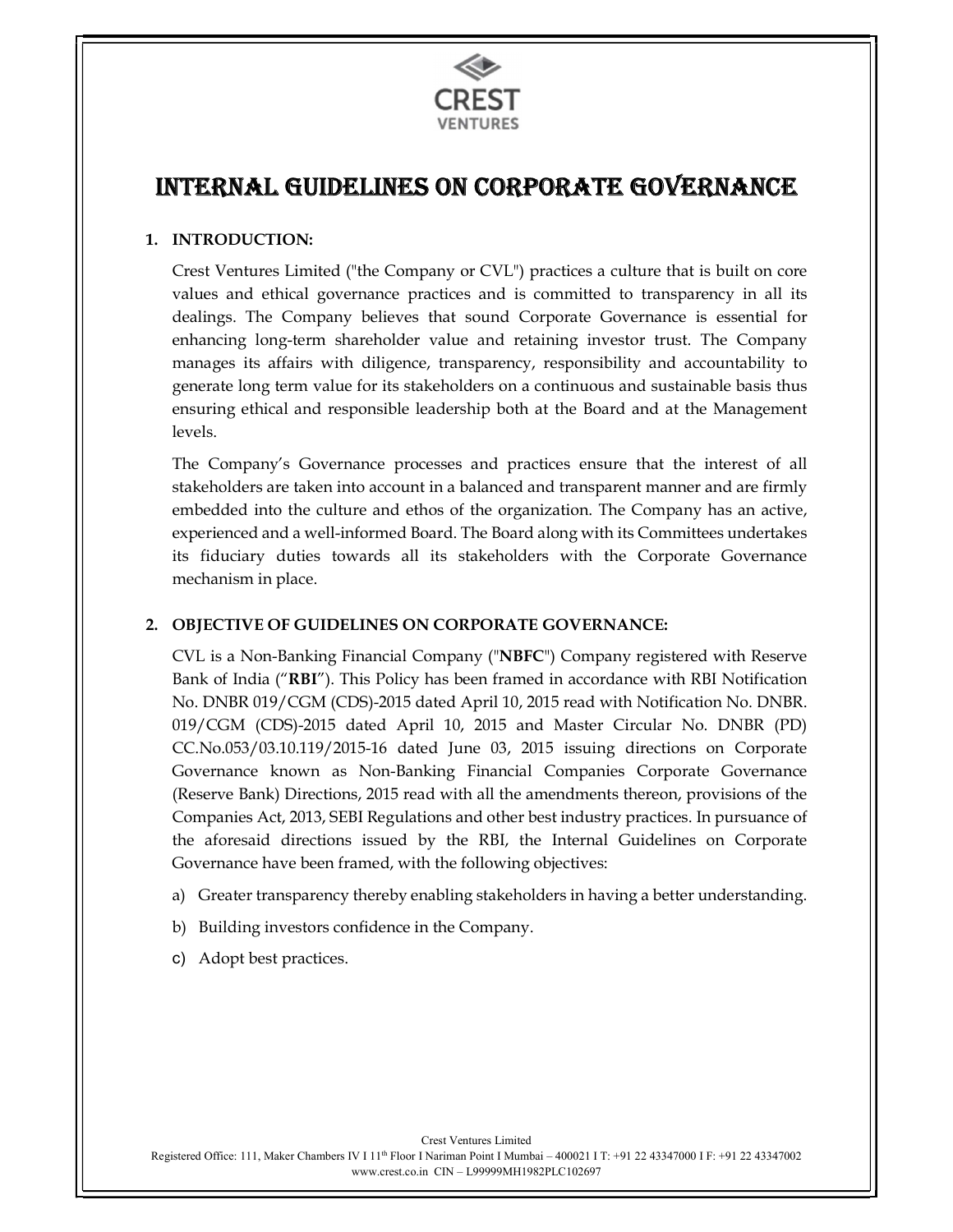# INTERNAL GUIDELINES ON CORPORATE GOVERNANCE

## 1. INTRODUCTION:

Crest Ventures Limited ("the Company or CVL") practices a culture that is built on core values and ethical governance practices and is committed to transparency in all its dealings. The Company believes that sound Corporate Governance is essential for enhancing long-term shareholder value and retaining investor trust. The Company manages its affairs with diligence, transparency, responsibility and accountability to generate long term value for its stakeholders on a continuous and sustainable basis thus ensuring ethical and responsible leadership both at the Board and at the Management levels.

The Company's Governance processes and practices ensure that the interest of all stakeholders are taken into account in a balanced and transparent manner and are firmly embedded into the culture and ethos of the organization. The Company has an active, experienced and a well-informed Board. The Board along with its Committees undertakes its fiduciary duties towards all its stakeholders with the Corporate Governance mechanism in place.

## 2. OBJECTIVE OF GUIDELINES ON CORPORATE GOVERNANCE:

CVL is a Non-Banking Financial Company ("**NBFC**") Company registered with Reserve Bank of India ("**RBI**"). This Policy has been framed in accordance with RBI Notification No. DNBR 019/CGM (CDS)-2015 dated April 10, 2015 read with Notification No. DNBR. 019/CGM (CDS)-2015 dated April 10, 2015 and Master Circular No. DNBR (PD) CC.No.053/03.10.119/2015-16 dated June 03, 2015 issuing directions on Corporate Governance known as Non-Banking Financial Companies Corporate Governance (Reserve Bank) Directions, 2015 read with all the amendments thereon, provisions of the Companies Act, 2013, SEBI Regulations and other best industry practices. In pursuance of the aforesaid directions issued by the RBI, the Internal Guidelines on Corporate Governance have been framed, with the following objectives:

a) Greater transparency thereby enabling stakeholders in having a better understanding.

b) Building investors confidence in the Company.

c) Adopt best practices.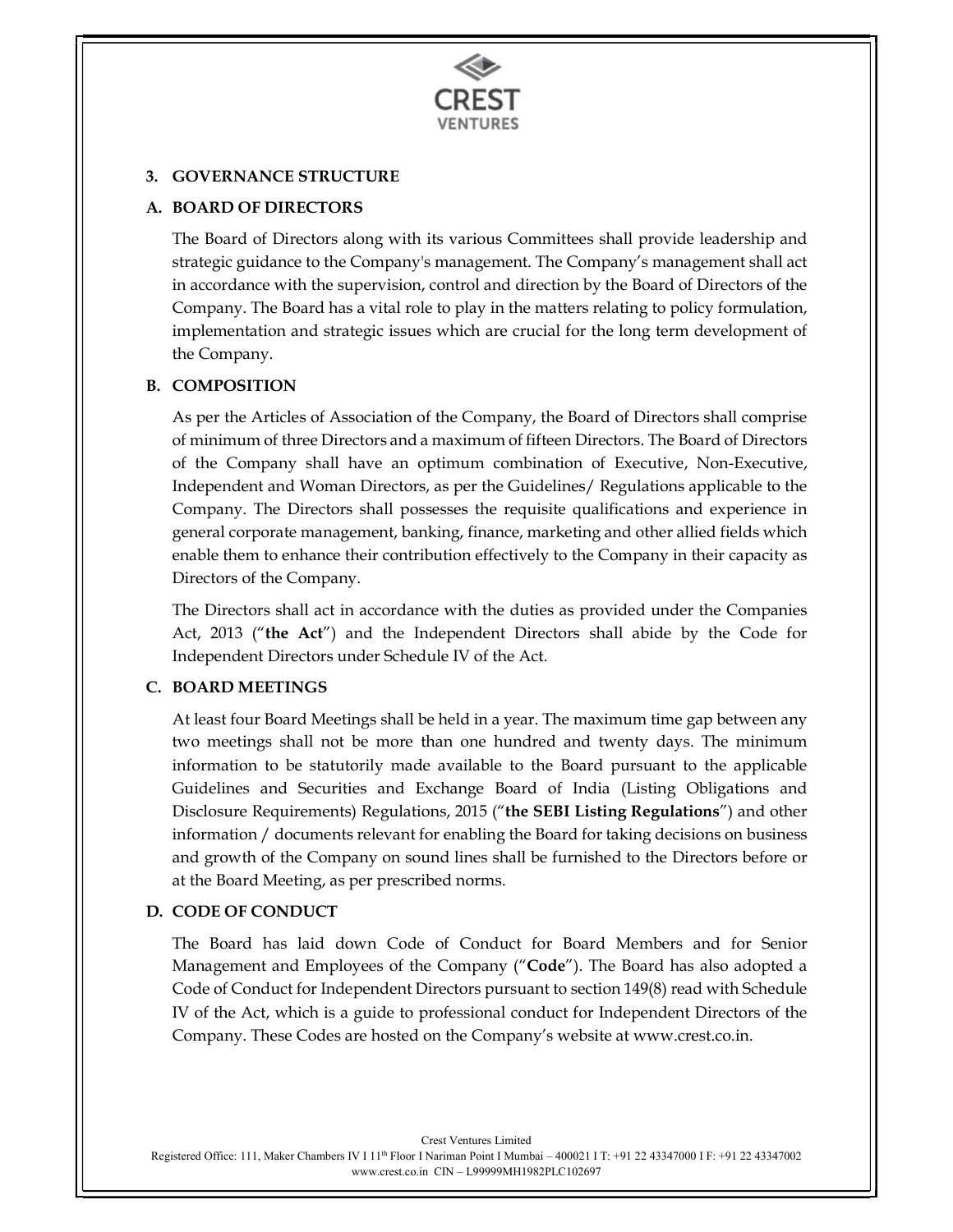## 3. GOVERNANCE STRUCTURE

### A. BOARD OF DIRECTORS

The Board of Directors along with its various Committees shall provide leadership and strategic guidance to the Company's management. The Company's management shall act in accordance with the supervision, control and direction by the Board of Directors of the Company. The Board has a vital role to play in the matters relating to policy formulation, implementation and strategic issues which are crucial for the long term development of the Company.

### B. COMPOSITION

As per the Articles of Association of the Company, the Board of Directors shall comprise of minimum of three Directors and a maximum of fifteen Directors. The Board of Directors of the Company shall have an optimum combination of Executive, Non-Executive, Independent and Woman Directors, as per the Guidelines/ Regulations applicable to the Company. The Directors shall possesses the requisite qualifications and experience in general corporate management, banking, finance, marketing and other allied fields which enable them to enhance their contribution effectively to the Company in their capacity as Directors of the Company.

The Directors shall act in accordance with the duties as provided under the Companies Act, 2013 ("**the Act**") and the Independent Directors shall abide by the Code for Independent Directors under Schedule IV of the Act.

### C. BOARD MEETINGS

At least four Board Meetings shall be held in a year. The maximum time gap between any two meetings shall not be more than one hundred and twenty days. The minimum information to be statutorily made available to the Board pursuant to the applicable Guidelines and Securities and Exchange Board of India (Listing Obligations and Disclosure Requirements) Regulations, 2015 ("**the SEBI Listing Regulations**") and other information / documents relevant for enabling the Board for taking decisions on business and growth of the Company on sound lines shall be furnished to the Directors before or at the Board Meeting, as per prescribed norms.

### D. CODE OF CONDUCT

The Board has laid down Code of Conduct for Board Members and for Senior Management and Employees of the Company ("**Code**"). The Board has also adopted a Code of Conduct for Independent Directors pursuant to section 149(8) read with Schedule IV of the Act, which is a guide to professional conduct for Independent Directors of the Company. These Codes are hosted on the Company's website at www.crest.co.in.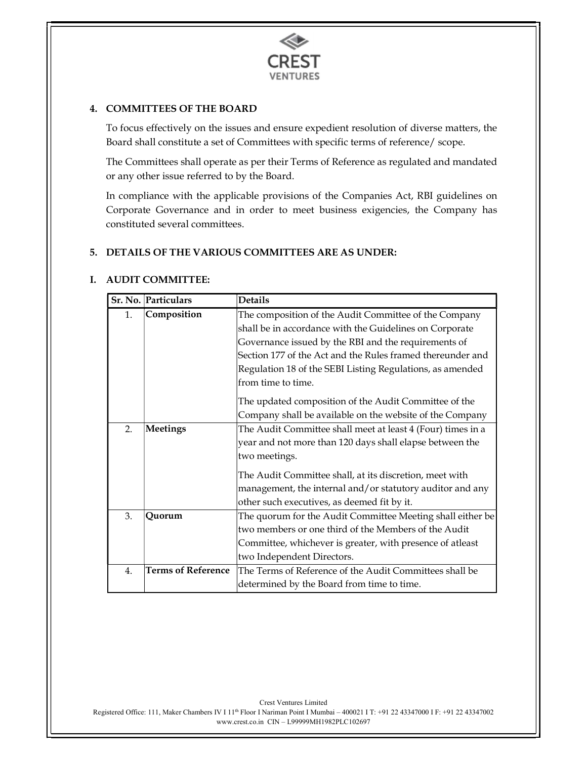## 4. COMMITTEES OF THE BOARD

To focus effectively on the issues and ensure expedient resolution of diverse matters, the Board shall constitute a set of Committees with specific terms of reference/ scope.

The Committees shall operate as per their Terms of Reference as regulated and mandated or any other issue referred to by the Board.

In compliance with the applicable provisions of the Companies Act, RBI guidelines on Corporate Governance and in order to meet business exigencies, the Company has constituted several committees.

## 5. DETAILS OF THE VARIOUS COMMITTEES ARE AS UNDER:

### I. AUDIT COMMITTEE:

| Sr. No. | Particulars | Details |
|---|---|---|
| 1. | **Composition** | The composition of the Audit Committee of the Company shall be in accordance with the Guidelines on Corporate Governance issued by the RBI and the requirements of Section 177 of the Act and the Rules framed thereunder and Regulation 18 of the SEBI Listing Regulations, as amended from time to time.<br><br>The updated composition of the Audit Committee of the Company shall be available on the website of the Company |
| 2. | **Meetings** | The Audit Committee shall meet at least 4 (Four) times in a year and not more than 120 days shall elapse between the two meetings.<br><br>The Audit Committee shall, at its discretion, meet with management, the internal and/or statutory auditor and any other such executives, as deemed fit by it. |
| 3. | **Quorum** | The quorum for the Audit Committee Meeting shall either be two members or one third of the Members of the Audit Committee, whichever is greater, with presence of atleast two Independent Directors. |
| 4. | **Terms of Reference** | The Terms of Reference of the Audit Committees shall be determined by the Board from time to time. |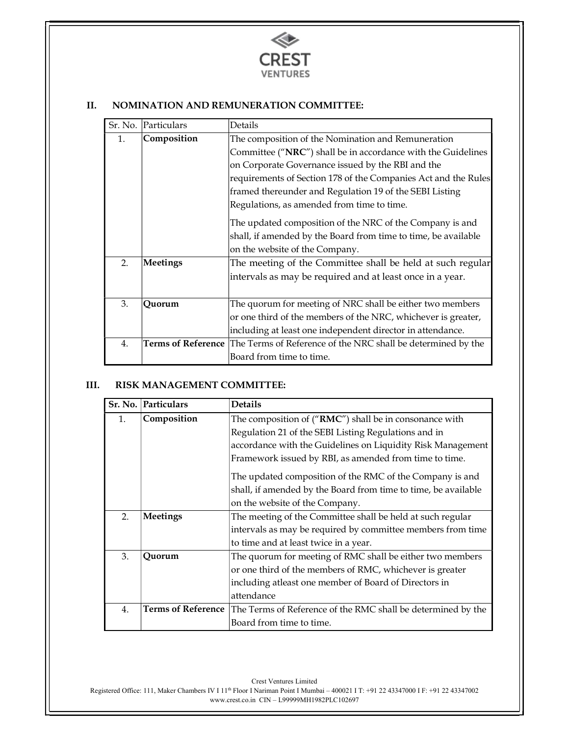## II. NOMINATION AND REMUNERATION COMMITTEE:

| Sr. No. | Particulars | Details |
|---|---|---|
| 1. | **Composition** | The composition of the Nomination and Remuneration Committee ("**NRC**") shall be in accordance with the Guidelines on Corporate Governance issued by the RBI and the requirements of Section 178 of the Companies Act and the Rules framed thereunder and Regulation 19 of the SEBI Listing Regulations, as amended from time to time.<br><br>The updated composition of the NRC of the Company is and shall, if amended by the Board from time to time, be available on the website of the Company. |
| 2. | **Meetings** | The meeting of the Committee shall be held at such regular intervals as may be required and at least once in a year. |
| 3. | **Quorum** | The quorum for meeting of NRC shall be either two members or one third of the members of the NRC, whichever is greater, including at least one independent director in attendance. |
| 4. | **Terms of Reference** | The Terms of Reference of the NRC shall be determined by the Board from time to time. |

## III. RISK MANAGEMENT COMMITTEE:

| **Sr. No.** | **Particulars** | **Details** |
|---|---|---|
| 1. | **Composition** | The composition of ("**RMC**") shall be in consonance with Regulation 21 of the SEBI Listing Regulations and in accordance with the Guidelines on Liquidity Risk Management Framework issued by RBI, as amended from time to time.<br><br>The updated composition of the RMC of the Company is and shall, if amended by the Board from time to time, be available on the website of the Company. |
| 2. | **Meetings** | The meeting of the Committee shall be held at such regular intervals as may be required by committee members from time to time and at least twice in a year. |
| 3. | **Quorum** | The quorum for meeting of RMC shall be either two members or one third of the members of RMC, whichever is greater including atleast one member of Board of Directors in attendance |
| 4. | **Terms of Reference** | The Terms of Reference of the RMC shall be determined by the Board from time to time. |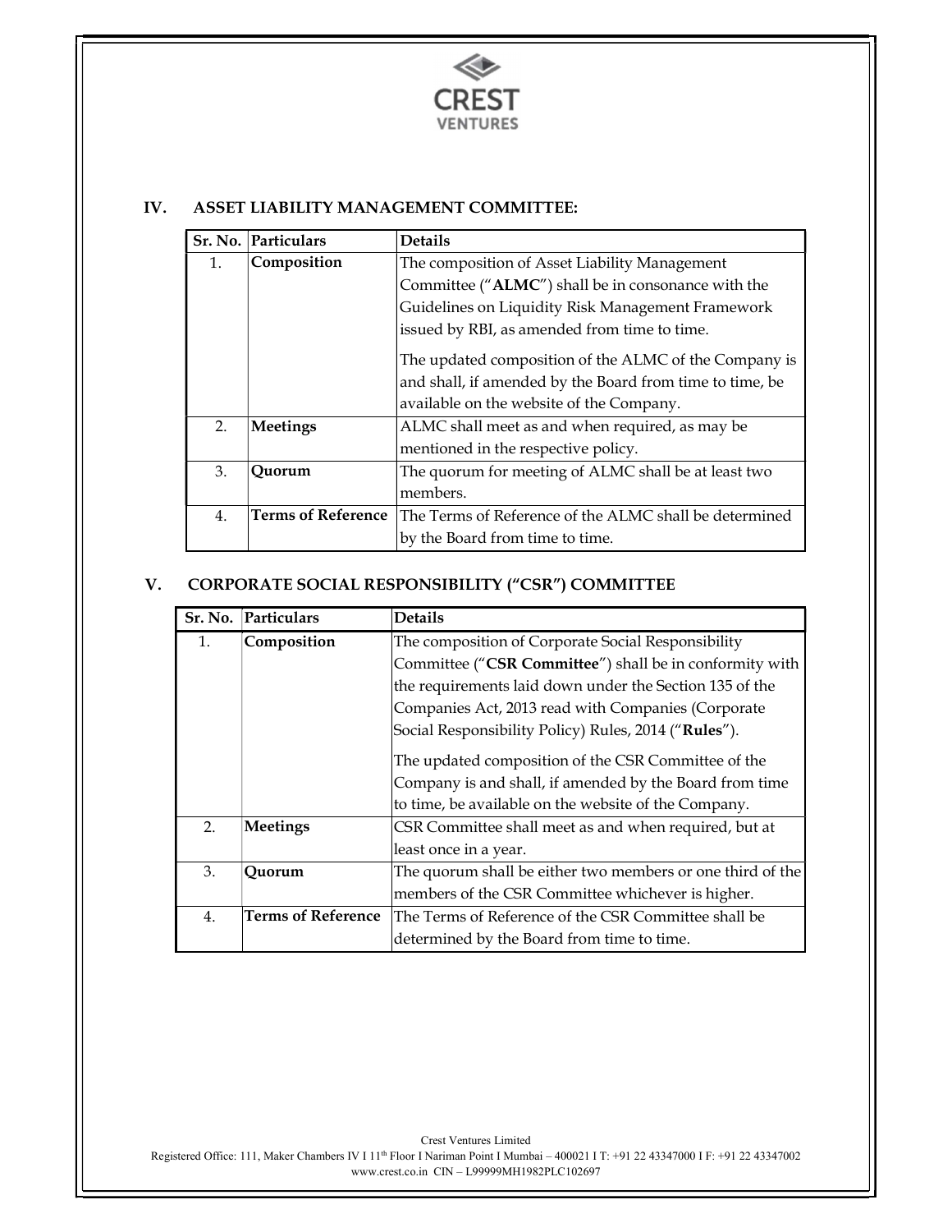## IV. ASSET LIABILITY MANAGEMENT COMMITTEE:

| Sr. No. | Particulars | Details |
|---|---|---|
| 1. | **Composition** | The composition of Asset Liability Management Committee ("**ALMC**") shall be in consonance with the Guidelines on Liquidity Risk Management Framework issued by RBI, as amended from time to time.<br><br>The updated composition of the ALMC of the Company is and shall, if amended by the Board from time to time, be available on the website of the Company. |
| 2. | **Meetings** | ALMC shall meet as and when required, as may be mentioned in the respective policy. |
| 3. | **Quorum** | The quorum for meeting of ALMC shall be at least two members. |
| 4. | **Terms of Reference** | The Terms of Reference of the ALMC shall be determined by the Board from time to time. |

## V. CORPORATE SOCIAL RESPONSIBILITY ("CSR") COMMITTEE

| Sr. No. | Particulars | Details |
|---|---|---|
| 1. | **Composition** | The composition of Corporate Social Responsibility Committee ("**CSR Committee**") shall be in conformity with the requirements laid down under the Section 135 of the Companies Act, 2013 read with Companies (Corporate Social Responsibility Policy) Rules, 2014 ("**Rules**").<br><br>The updated composition of the CSR Committee of the Company is and shall, if amended by the Board from time to time, be available on the website of the Company. |
| 2. | **Meetings** | CSR Committee shall meet as and when required, but at least once in a year. |
| 3. | **Quorum** | The quorum shall be either two members or one third of the members of the CSR Committee whichever is higher. |
| 4. | **Terms of Reference** | The Terms of Reference of the CSR Committee shall be determined by the Board from time to time. |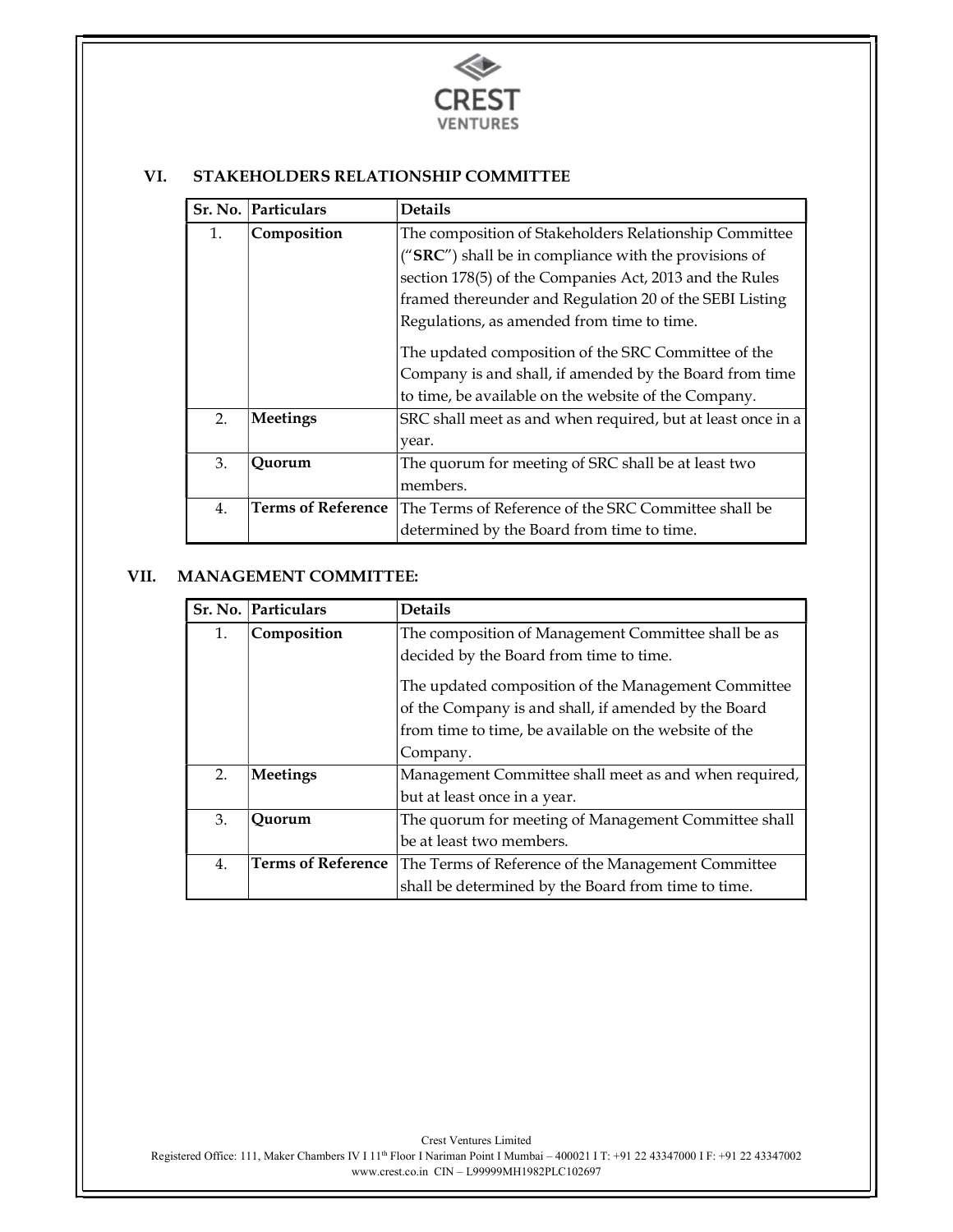## VI. STAKEHOLDERS RELATIONSHIP COMMITTEE

| Sr. No. | Particulars | Details |
|---|---|---|
| 1. | **Composition** | The composition of Stakeholders Relationship Committee ("**SRC**") shall be in compliance with the provisions of section 178(5) of the Companies Act, 2013 and the Rules framed thereunder and Regulation 20 of the SEBI Listing Regulations, as amended from time to time.<br><br>The updated composition of the SRC Committee of the Company is and shall, if amended by the Board from time to time, be available on the website of the Company. |
| 2. | **Meetings** | SRC shall meet as and when required, but at least once in a year. |
| 3. | **Quorum** | The quorum for meeting of SRC shall be at least two members. |
| 4. | **Terms of Reference** | The Terms of Reference of the SRC Committee shall be determined by the Board from time to time. |

## VII. MANAGEMENT COMMITTEE:

| Sr. No. | Particulars | Details |
|---|---|---|
| 1. | **Composition** | The composition of Management Committee shall be as decided by the Board from time to time.<br><br>The updated composition of the Management Committee of the Company is and shall, if amended by the Board from time to time, be available on the website of the Company. |
| 2. | **Meetings** | Management Committee shall meet as and when required, but at least once in a year. |
| 3. | **Quorum** | The quorum for meeting of Management Committee shall be at least two members. |
| 4. | **Terms of Reference** | The Terms of Reference of the Management Committee shall be determined by the Board from time to time. |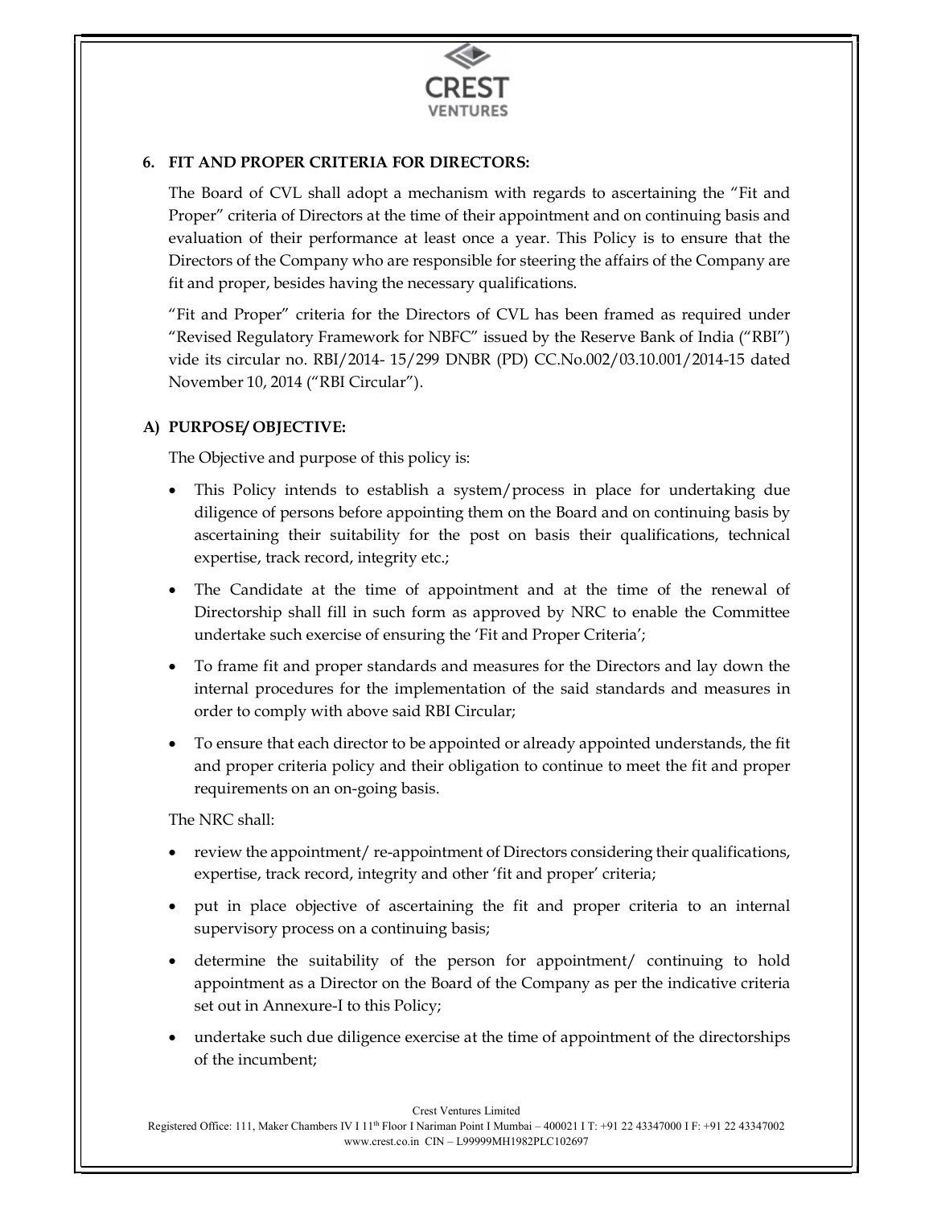## 6. FIT AND PROPER CRITERIA FOR DIRECTORS:

The Board of CVL shall adopt a mechanism with regards to ascertaining the "Fit and Proper" criteria of Directors at the time of their appointment and on continuing basis and evaluation of their performance at least once a year. This Policy is to ensure that the Directors of the Company who are responsible for steering the affairs of the Company are fit and proper, besides having the necessary qualifications.

"Fit and Proper" criteria for the Directors of CVL has been framed as required under "Revised Regulatory Framework for NBFC" issued by the Reserve Bank of India ("RBI") vide its circular no. RBI/2014- 15/299 DNBR (PD) CC.No.002/03.10.001/2014-15 dated November 10, 2014 ("RBI Circular").

### A) PURPOSE/ OBJECTIVE:

The Objective and purpose of this policy is:

- This Policy intends to establish a system/process in place for undertaking due diligence of persons before appointing them on the Board and on continuing basis by ascertaining their suitability for the post on basis their qualifications, technical expertise, track record, integrity etc.;
- The Candidate at the time of appointment and at the time of the renewal of Directorship shall fill in such form as approved by NRC to enable the Committee undertake such exercise of ensuring the 'Fit and Proper Criteria';
- To frame fit and proper standards and measures for the Directors and lay down the internal procedures for the implementation of the said standards and measures in order to comply with above said RBI Circular;
- To ensure that each director to be appointed or already appointed understands, the fit and proper criteria policy and their obligation to continue to meet the fit and proper requirements on an on-going basis.

The NRC shall:

- review the appointment/ re-appointment of Directors considering their qualifications, expertise, track record, integrity and other 'fit and proper' criteria;
- put in place objective of ascertaining the fit and proper criteria to an internal supervisory process on a continuing basis;
- determine the suitability of the person for appointment/ continuing to hold appointment as a Director on the Board of the Company as per the indicative criteria set out in Annexure-I to this Policy;
- undertake such due diligence exercise at the time of appointment of the directorships of the incumbent;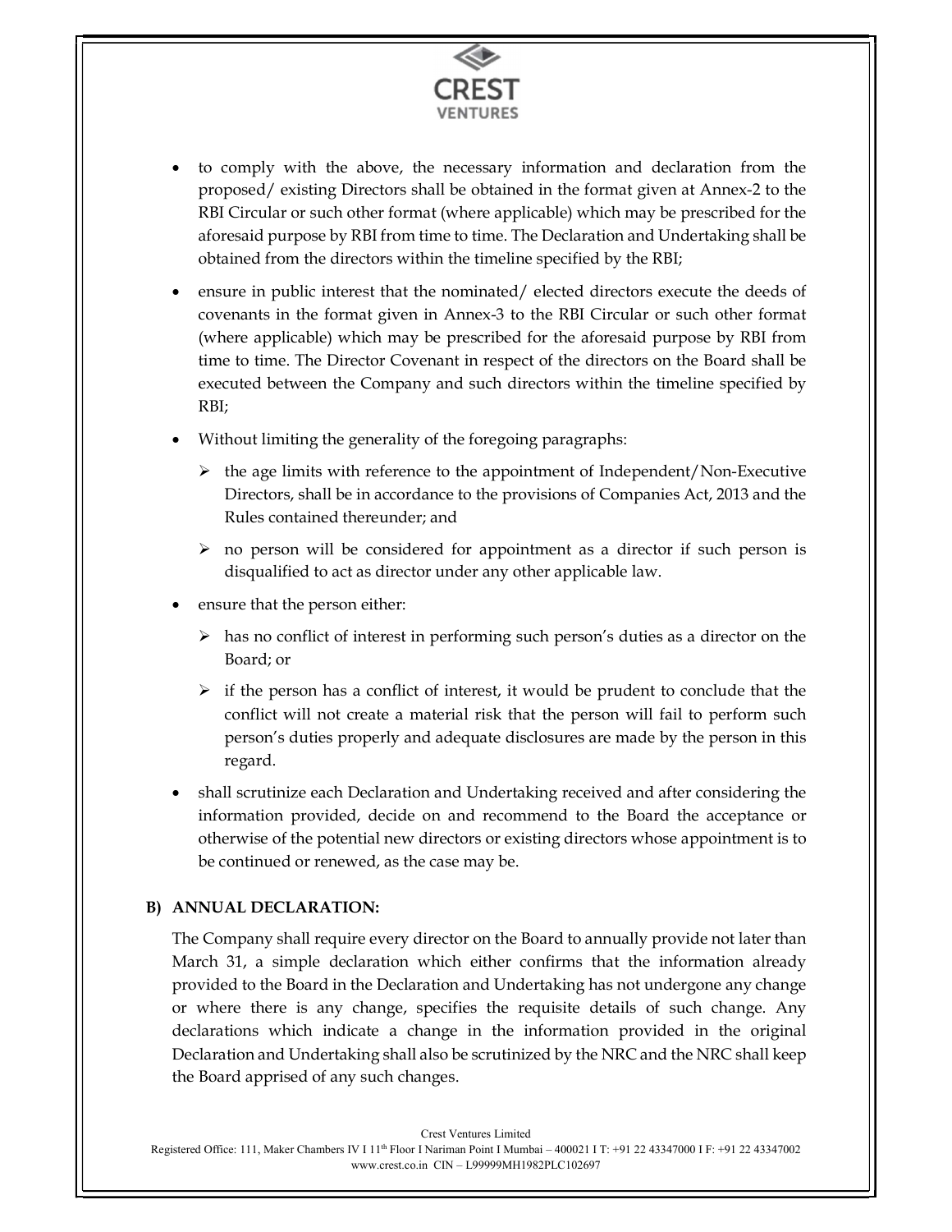- to comply with the above, the necessary information and declaration from the proposed/ existing Directors shall be obtained in the format given at Annex-2 to the RBI Circular or such other format (where applicable) which may be prescribed for the aforesaid purpose by RBI from time to time. The Declaration and Undertaking shall be obtained from the directors within the timeline specified by the RBI;
- ensure in public interest that the nominated/ elected directors execute the deeds of covenants in the format given in Annex-3 to the RBI Circular or such other format (where applicable) which may be prescribed for the aforesaid purpose by RBI from time to time. The Director Covenant in respect of the directors on the Board shall be executed between the Company and such directors within the timeline specified by RBI;
- Without limiting the generality of the foregoing paragraphs:
  - the age limits with reference to the appointment of Independent/Non-Executive Directors, shall be in accordance to the provisions of Companies Act, 2013 and the Rules contained thereunder; and
  - no person will be considered for appointment as a director if such person is disqualified to act as director under any other applicable law.
- ensure that the person either:
  - has no conflict of interest in performing such person's duties as a director on the Board; or
  - if the person has a conflict of interest, it would be prudent to conclude that the conflict will not create a material risk that the person will fail to perform such person's duties properly and adequate disclosures are made by the person in this regard.
- shall scrutinize each Declaration and Undertaking received and after considering the information provided, decide on and recommend to the Board the acceptance or otherwise of the potential new directors or existing directors whose appointment is to be continued or renewed, as the case may be.

### B) ANNUAL DECLARATION:

The Company shall require every director on the Board to annually provide not later than March 31, a simple declaration which either confirms that the information already provided to the Board in the Declaration and Undertaking has not undergone any change or where there is any change, specifies the requisite details of such change. Any declarations which indicate a change in the information provided in the original Declaration and Undertaking shall also be scrutinized by the NRC and the NRC shall keep the Board apprised of any such changes.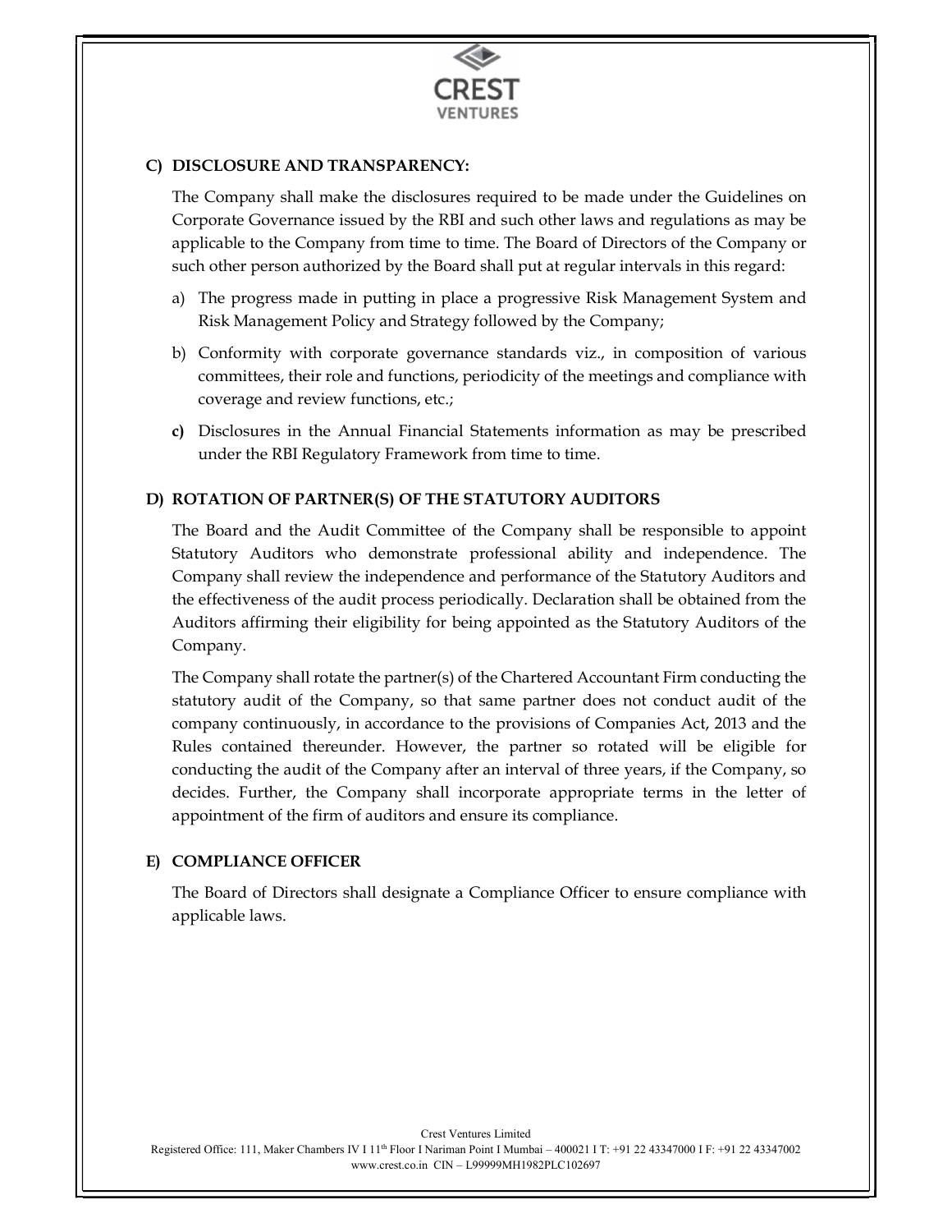## C) DISCLOSURE AND TRANSPARENCY:

The Company shall make the disclosures required to be made under the Guidelines on Corporate Governance issued by the RBI and such other laws and regulations as may be applicable to the Company from time to time. The Board of Directors of the Company or such other person authorized by the Board shall put at regular intervals in this regard:

a) The progress made in putting in place a progressive Risk Management System and Risk Management Policy and Strategy followed by the Company;

b) Conformity with corporate governance standards viz., in composition of various committees, their role and functions, periodicity of the meetings and compliance with coverage and review functions, etc.;

**c)** Disclosures in the Annual Financial Statements information as may be prescribed under the RBI Regulatory Framework from time to time.

## D) ROTATION OF PARTNER(S) OF THE STATUTORY AUDITORS

The Board and the Audit Committee of the Company shall be responsible to appoint Statutory Auditors who demonstrate professional ability and independence. The Company shall review the independence and performance of the Statutory Auditors and the effectiveness of the audit process periodically. Declaration shall be obtained from the Auditors affirming their eligibility for being appointed as the Statutory Auditors of the Company.

The Company shall rotate the partner(s) of the Chartered Accountant Firm conducting the statutory audit of the Company, so that same partner does not conduct audit of the company continuously, in accordance to the provisions of Companies Act, 2013 and the Rules contained thereunder. However, the partner so rotated will be eligible for conducting the audit of the Company after an interval of three years, if the Company, so decides. Further, the Company shall incorporate appropriate terms in the letter of appointment of the firm of auditors and ensure its compliance.

## E) COMPLIANCE OFFICER

The Board of Directors shall designate a Compliance Officer to ensure compliance with applicable laws.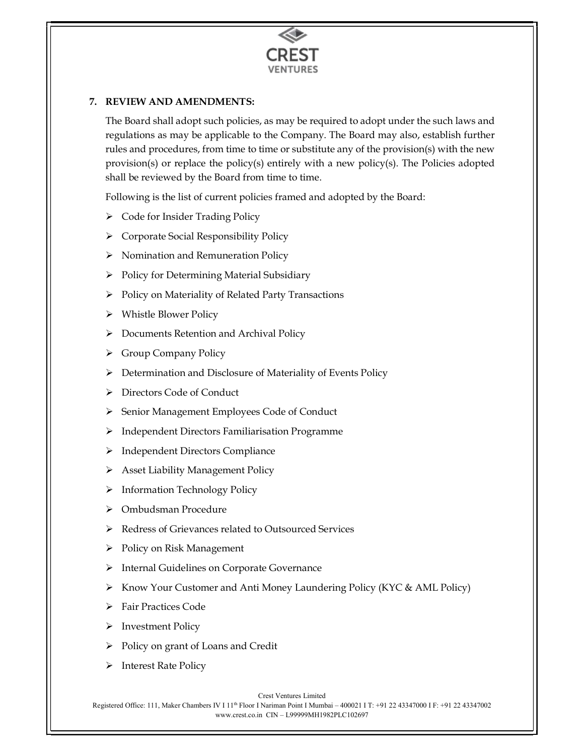**7. REVIEW AND AMENDMENTS:**

The Board shall adopt such policies, as may be required to adopt under the such laws and regulations as may be applicable to the Company. The Board may also, establish further rules and procedures, from time to time or substitute any of the provision(s) with the new provision(s) or replace the policy(s) entirely with a new policy(s). The Policies adopted shall be reviewed by the Board from time to time.

Following is the list of current policies framed and adopted by the Board:

- Code for Insider Trading Policy
- Corporate Social Responsibility Policy
- Nomination and Remuneration Policy
- Policy for Determining Material Subsidiary
- Policy on Materiality of Related Party Transactions
- Whistle Blower Policy
- Documents Retention and Archival Policy
- Group Company Policy
- Determination and Disclosure of Materiality of Events Policy
- Directors Code of Conduct
- Senior Management Employees Code of Conduct
- Independent Directors Familiarisation Programme
- Independent Directors Compliance
- Asset Liability Management Policy
- Information Technology Policy
- Ombudsman Procedure
- Redress of Grievances related to Outsourced Services
- Policy on Risk Management
- Internal Guidelines on Corporate Governance
- Know Your Customer and Anti Money Laundering Policy (KYC & AML Policy)
- Fair Practices Code
- Investment Policy
- Policy on grant of Loans and Credit
- Interest Rate Policy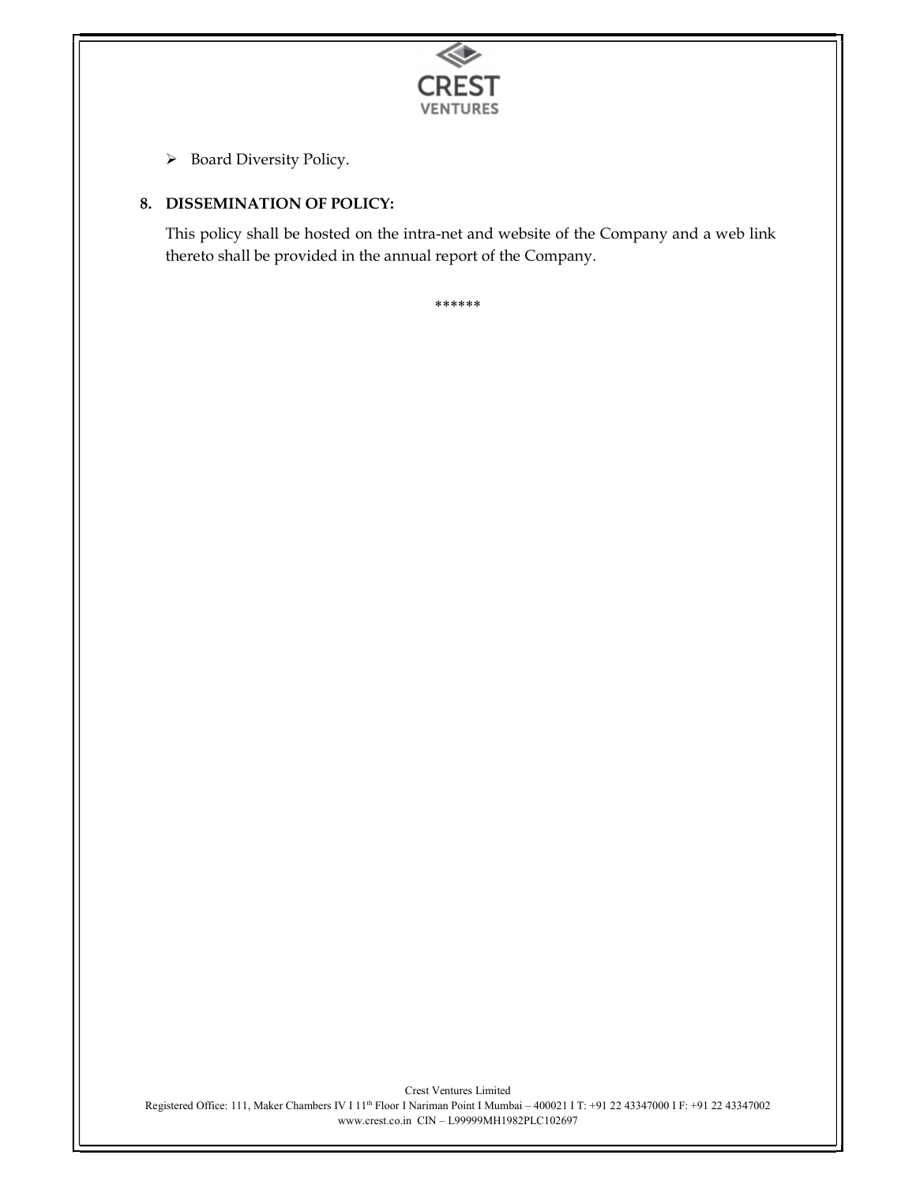- Board Diversity Policy.

**8. DISSEMINATION OF POLICY:**

This policy shall be hosted on the intra-net and website of the Company and a web link thereto shall be provided in the annual report of the Company.

******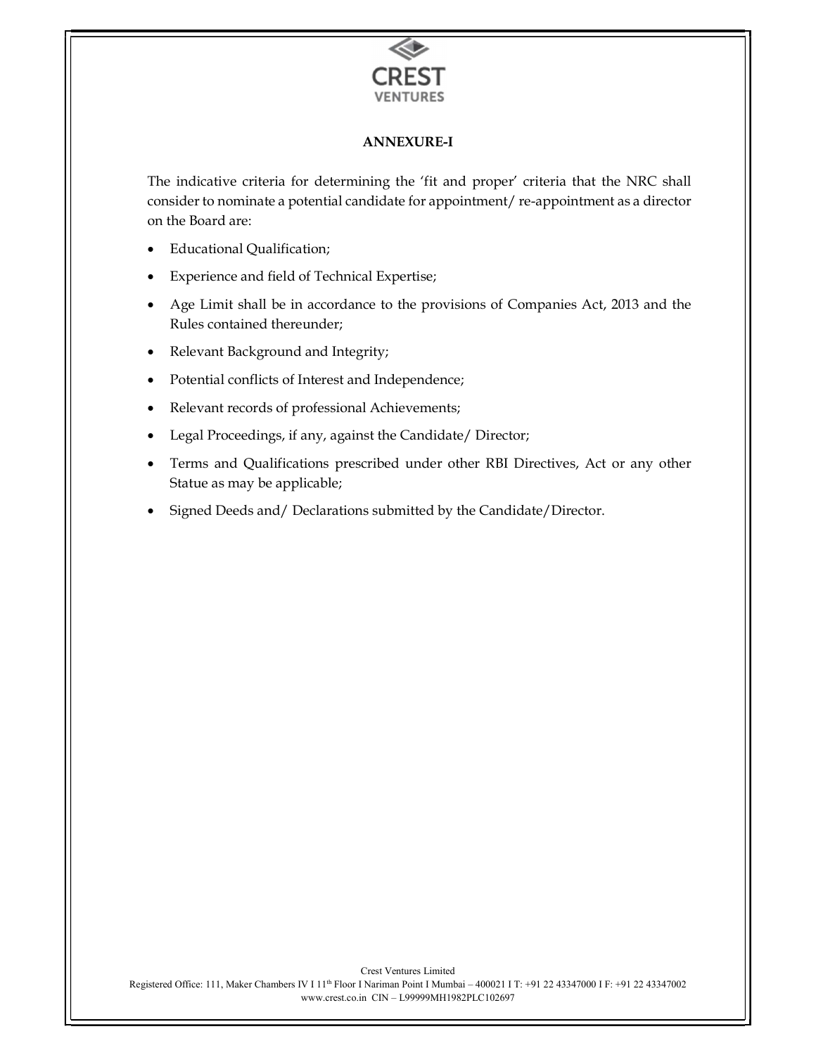## ANNEXURE-I

The indicative criteria for determining the 'fit and proper' criteria that the NRC shall consider to nominate a potential candidate for appointment/ re-appointment as a director on the Board are:

- Educational Qualification;
- Experience and field of Technical Expertise;
- Age Limit shall be in accordance to the provisions of Companies Act, 2013 and the Rules contained thereunder;
- Relevant Background and Integrity;
- Potential conflicts of Interest and Independence;
- Relevant records of professional Achievements;
- Legal Proceedings, if any, against the Candidate/ Director;
- Terms and Qualifications prescribed under other RBI Directives, Act or any other Statue as may be applicable;
- Signed Deeds and/ Declarations submitted by the Candidate/Director.